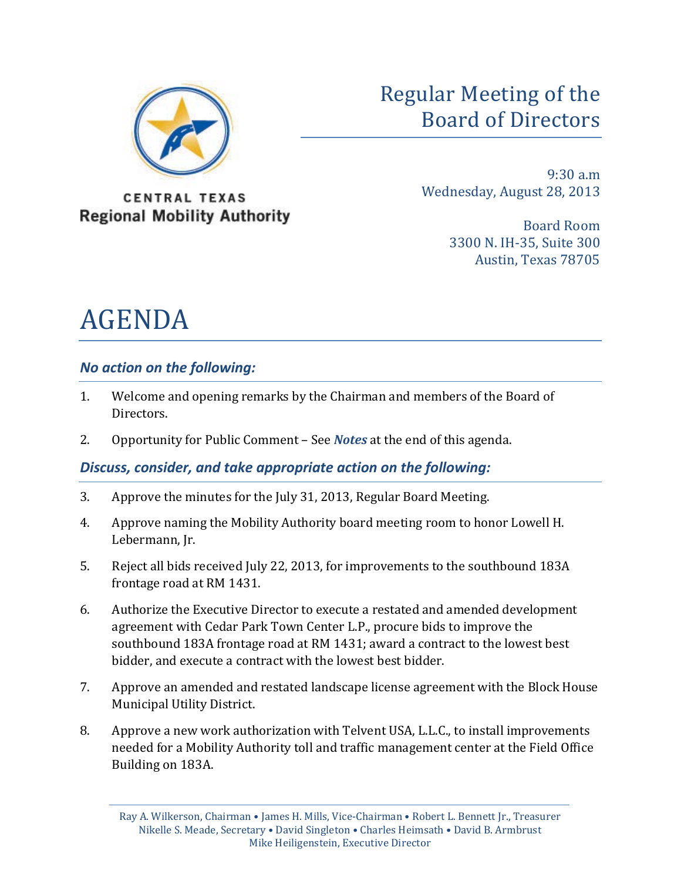CENTRAL TEXAS
Regional Mobility Authority

# Regular Meeting of the Board of Directors

9:30 a.m
Wednesday, August 28, 2013

Board Room
3300 N. IH-35, Suite 300
Austin, Texas 78705

# AGENDA

### *No action on the following:*

1. Welcome and opening remarks by the Chairman and members of the Board of Directors.
2. Opportunity for Public Comment – See ***Notes*** at the end of this agenda.

### *Discuss, consider, and take appropriate action on the following:*

3. Approve the minutes for the July 31, 2013, Regular Board Meeting.
4. Approve naming the Mobility Authority board meeting room to honor Lowell H. Lebermann, Jr.
5. Reject all bids received July 22, 2013, for improvements to the southbound 183A frontage road at RM 1431.
6. Authorize the Executive Director to execute a restated and amended development agreement with Cedar Park Town Center L.P., procure bids to improve the southbound 183A frontage road at RM 1431; award a contract to the lowest best bidder, and execute a contract with the lowest best bidder.
7. Approve an amended and restated landscape license agreement with the Block House Municipal Utility District.
8. Approve a new work authorization with Telvent USA, L.L.C., to install improvements needed for a Mobility Authority toll and traffic management center at the Field Office Building on 183A.

Ray A. Wilkerson, Chairman • James H. Mills, Vice-Chairman • Robert L. Bennett Jr., Treasurer
Nikelle S. Meade, Secretary • David Singleton • Charles Heimsath • David B. Armbrust
Mike Heiligenstein, Executive Director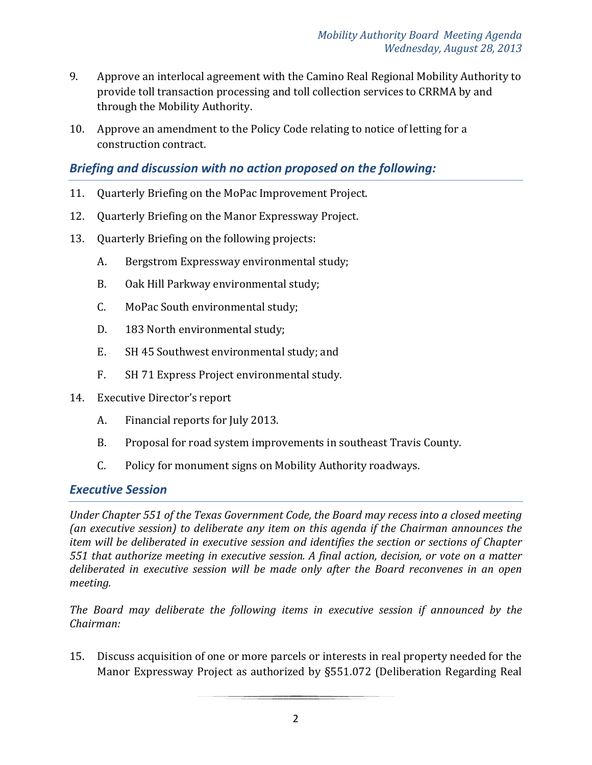9. Approve an interlocal agreement with the Camino Real Regional Mobility Authority to provide toll transaction processing and toll collection services to CRRMA by and through the Mobility Authority.

10. Approve an amendment to the Policy Code relating to notice of letting for a construction contract.

## *Briefing and discussion with no action proposed on the following:*

11. Quarterly Briefing on the MoPac Improvement Project.

12. Quarterly Briefing on the Manor Expressway Project.

13. Quarterly Briefing on the following projects:

    A. Bergstrom Expressway environmental study;

    B. Oak Hill Parkway environmental study;

    C. MoPac South environmental study;

    D. 183 North environmental study;

    E. SH 45 Southwest environmental study; and

    F. SH 71 Express Project environmental study.

14. Executive Director's report

    A. Financial reports for July 2013.

    B. Proposal for road system improvements in southeast Travis County.

    C. Policy for monument signs on Mobility Authority roadways.

## *Executive Session*

*Under Chapter 551 of the Texas Government Code, the Board may recess into a closed meeting (an executive session) to deliberate any item on this agenda if the Chairman announces the item will be deliberated in executive session and identifies the section or sections of Chapter 551 that authorize meeting in executive session. A final action, decision, or vote on a matter deliberated in executive session will be made only after the Board reconvenes in an open meeting.*

*The Board may deliberate the following items in executive session if announced by the Chairman:*

15. Discuss acquisition of one or more parcels or interests in real property needed for the Manor Expressway Project as authorized by §551.072 (Deliberation Regarding Real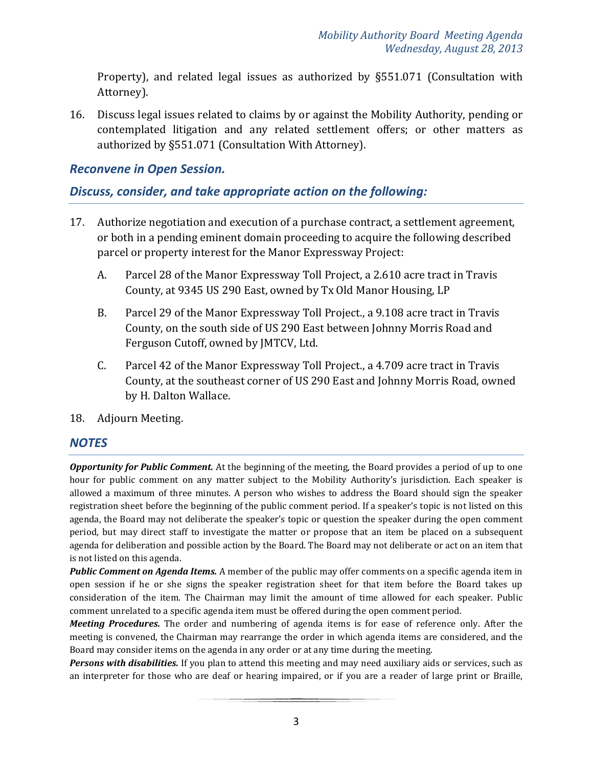Property), and related legal issues as authorized by §551.071 (Consultation with Attorney).

16. Discuss legal issues related to claims by or against the Mobility Authority, pending or contemplated litigation and any related settlement offers; or other matters as authorized by §551.071 (Consultation With Attorney).

## *Reconvene in Open Session.*

## *Discuss, consider, and take appropriate action on the following:*

17. Authorize negotiation and execution of a purchase contract, a settlement agreement, or both in a pending eminent domain proceeding to acquire the following described parcel or property interest for the Manor Expressway Project:

    A. Parcel 28 of the Manor Expressway Toll Project, a 2.610 acre tract in Travis County, at 9345 US 290 East, owned by Tx Old Manor Housing, LP

    B. Parcel 29 of the Manor Expressway Toll Project., a 9.108 acre tract in Travis County, on the south side of US 290 East between Johnny Morris Road and Ferguson Cutoff, owned by JMTCV, Ltd.

    C. Parcel 42 of the Manor Expressway Toll Project., a 4.709 acre tract in Travis County, at the southeast corner of US 290 East and Johnny Morris Road, owned by H. Dalton Wallace.

18. Adjourn Meeting.

## *NOTES*

***Opportunity for Public Comment.*** At the beginning of the meeting, the Board provides a period of up to one hour for public comment on any matter subject to the Mobility Authority's jurisdiction. Each speaker is allowed a maximum of three minutes. A person who wishes to address the Board should sign the speaker registration sheet before the beginning of the public comment period. If a speaker's topic is not listed on this agenda, the Board may not deliberate the speaker's topic or question the speaker during the open comment period, but may direct staff to investigate the matter or propose that an item be placed on a subsequent agenda for deliberation and possible action by the Board. The Board may not deliberate or act on an item that is not listed on this agenda.

***Public Comment on Agenda Items.*** A member of the public may offer comments on a specific agenda item in open session if he or she signs the speaker registration sheet for that item before the Board takes up consideration of the item. The Chairman may limit the amount of time allowed for each speaker. Public comment unrelated to a specific agenda item must be offered during the open comment period.

***Meeting Procedures.*** The order and numbering of agenda items is for ease of reference only. After the meeting is convened, the Chairman may rearrange the order in which agenda items are considered, and the Board may consider items on the agenda in any order or at any time during the meeting.

***Persons with disabilities.*** If you plan to attend this meeting and may need auxiliary aids or services, such as an interpreter for those who are deaf or hearing impaired, or if you are a reader of large print or Braille,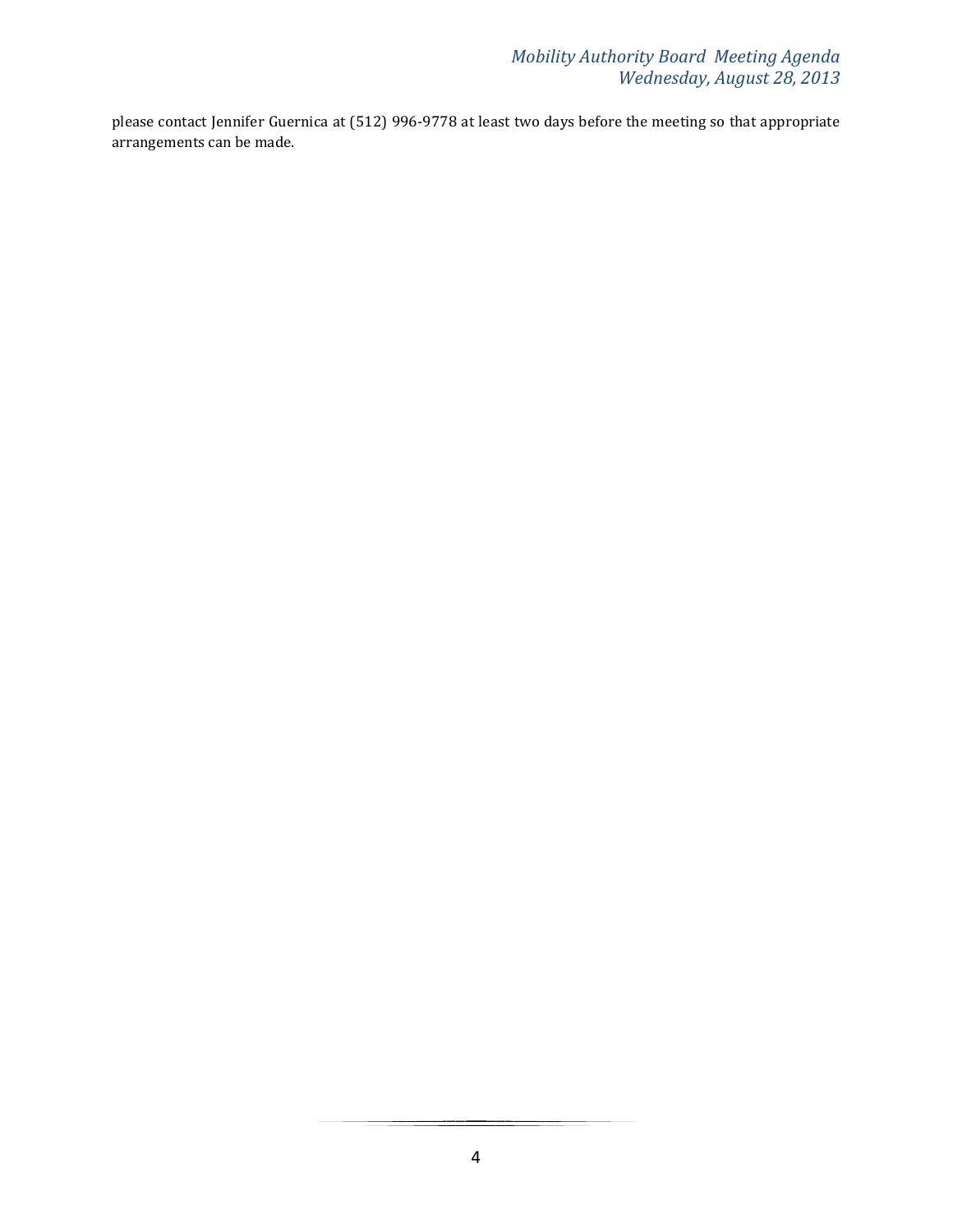please contact Jennifer Guernica at (512) 996-9778 at least two days before the meeting so that appropriate arrangements can be made.